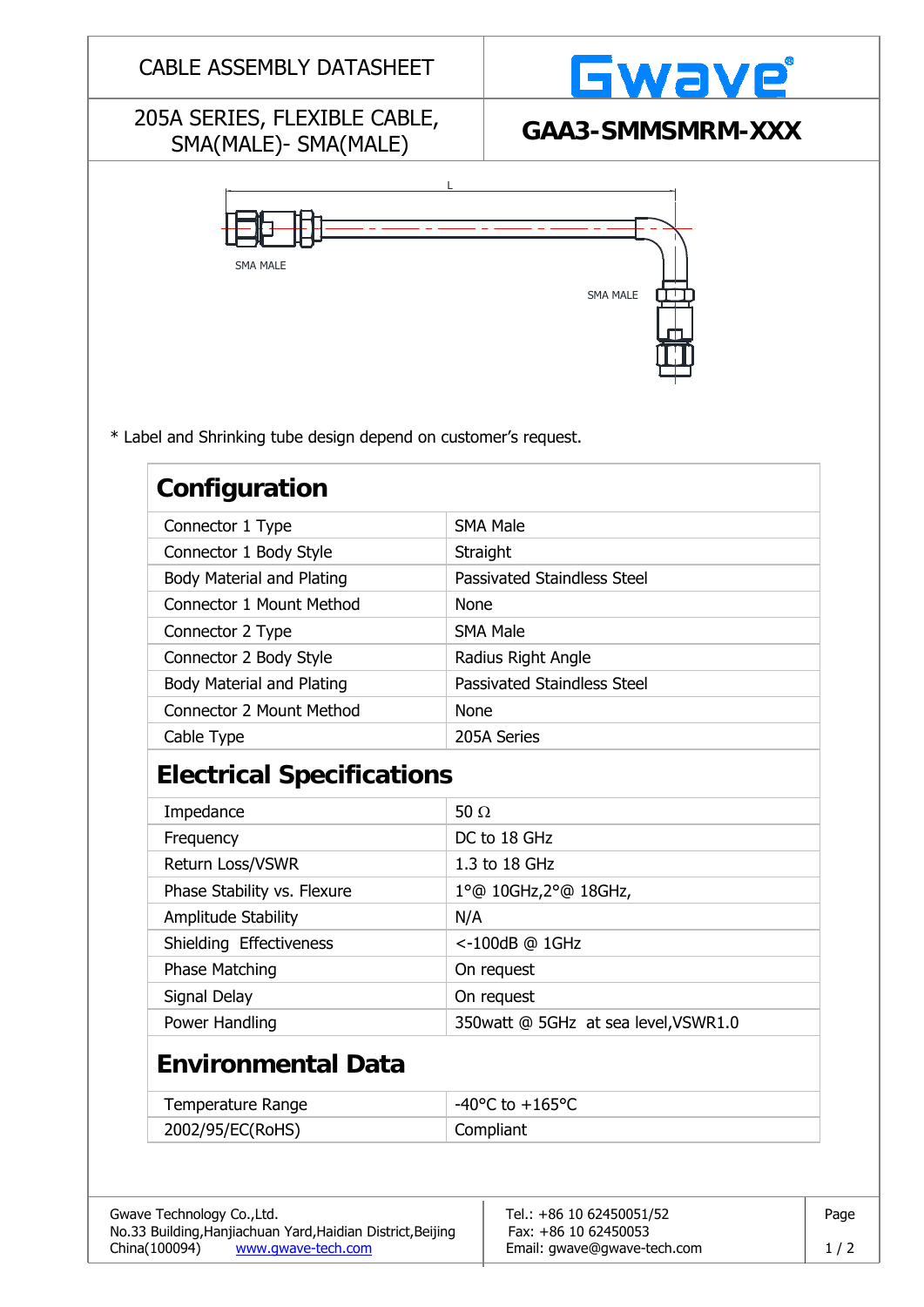CABLE ASSEMBLY DATASHEET

Gwave

205A SERIES, FLEXIBLE CABLE, SMA(MALE)- SMA(MALE)

**GAA3-SMMSMRM-XXX**

L

SMA MALE

SMA MALE

* Label and Shrinking tube design depend on customer's request.

## Configuration

| | |
|---|---|
| Connector 1 Type | SMA Male |
| Connector 1 Body Style | Straight |
| Body Material and Plating | Passivated Staindless Steel |
| Connector 1 Mount Method | None |
| Connector 2 Type | SMA Male |
| Connector 2 Body Style | Radius Right Angle |
| Body Material and Plating | Passivated Staindless Steel |
| Connector 2 Mount Method | None |
| Cable Type | 205A Series |

## Electrical Specifications

| | |
|---|---|
| Impedance | 50 Ω |
| Frequency | DC to 18 GHz |
| Return Loss/VSWR | 1.3 to 18 GHz |
| Phase Stability vs. Flexure | 1°@ 10GHz,2°@ 18GHz, |
| Amplitude Stability | N/A |
| Shielding Effectiveness | <-100dB @ 1GHz |
| Phase Matching | On request |
| Signal Delay | On request |
| Power Handling | 350watt @ 5GHz at sea level,VSWR1.0 |

## Environmental Data

| | |
|---|---|
| Temperature Range | -40°C to +165°C |
| 2002/95/EC(RoHS) | Compliant |

Gwave Technology Co.,Ltd.
No.33 Building,Hanjiachuan Yard,Haidian District,Beijing China(100094) www.gwave-tech.com

Tel.: +86 10 62450051/52
Fax: +86 10 62450053
Email: gwave@gwave-tech.com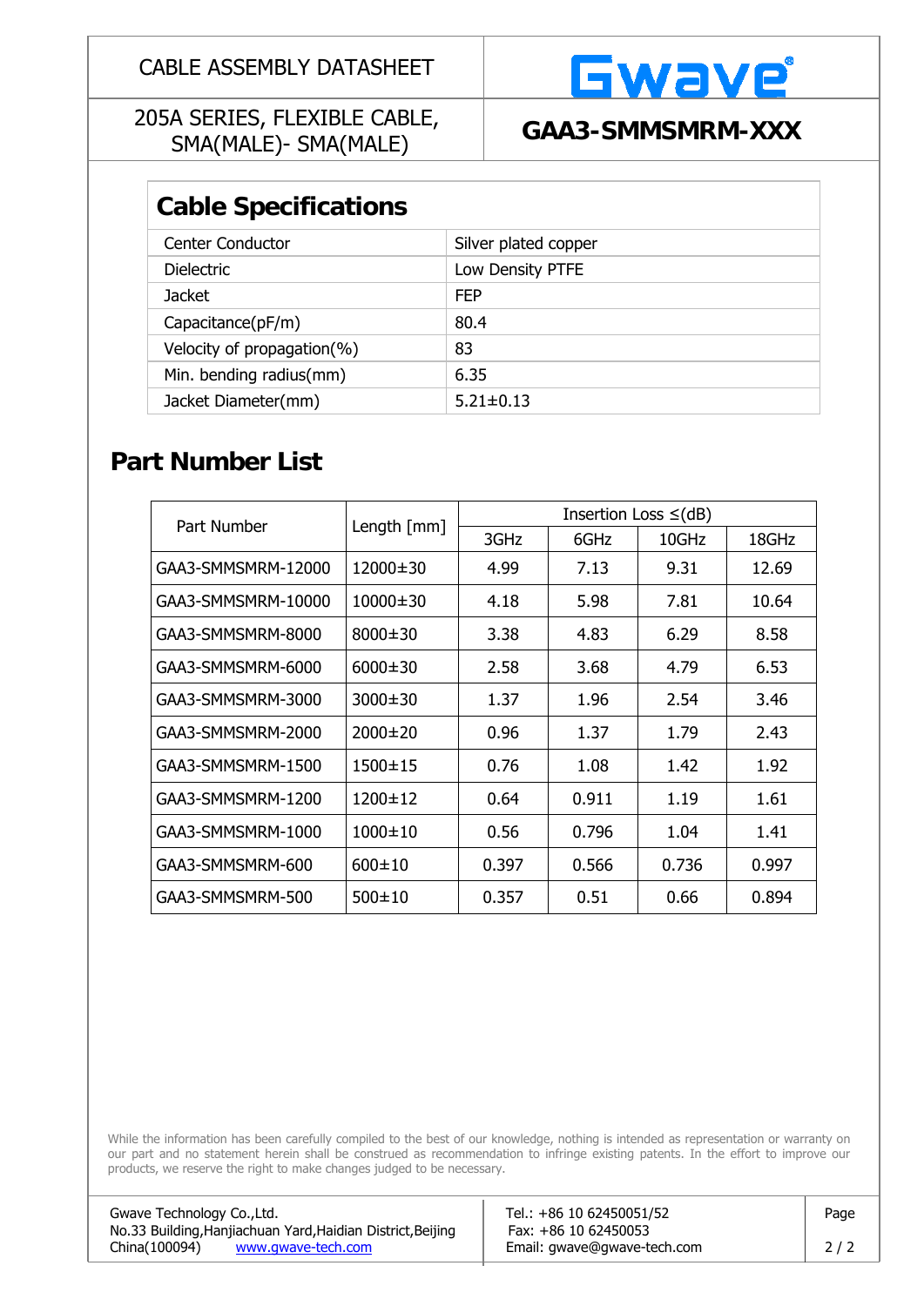CABLE ASSEMBLY DATASHEET

205A SERIES, FLEXIBLE CABLE, SMA(MALE)- SMA(MALE)

**GAA3-SMMSMRM-XXX**

## Cable Specifications

| | |
|---|---|
| Center Conductor | Silver plated copper |
| Dielectric | Low Density PTFE |
| Jacket | FEP |
| Capacitance(pF/m) | 80.4 |
| Velocity of propagation(%) | 83 |
| Min. bending radius(mm) | 6.35 |
| Jacket Diameter(mm) | 5.21±0.13 |

## Part Number List

| Part Number | Length [mm] | Insertion Loss ≤(dB) | | | |
|---|---|---|---|---|---|
| | | 3GHz | 6GHz | 10GHz | 18GHz |
| GAA3-SMMSMRM-12000 | 12000±30 | 4.99 | 7.13 | 9.31 | 12.69 |
| GAA3-SMMSMRM-10000 | 10000±30 | 4.18 | 5.98 | 7.81 | 10.64 |
| GAA3-SMMSMRM-8000 | 8000±30 | 3.38 | 4.83 | 6.29 | 8.58 |
| GAA3-SMMSMRM-6000 | 6000±30 | 2.58 | 3.68 | 4.79 | 6.53 |
| GAA3-SMMSMRM-3000 | 3000±30 | 1.37 | 1.96 | 2.54 | 3.46 |
| GAA3-SMMSMRM-2000 | 2000±20 | 0.96 | 1.37 | 1.79 | 2.43 |
| GAA3-SMMSMRM-1500 | 1500±15 | 0.76 | 1.08 | 1.42 | 1.92 |
| GAA3-SMMSMRM-1200 | 1200±12 | 0.64 | 0.911 | 1.19 | 1.61 |
| GAA3-SMMSMRM-1000 | 1000±10 | 0.56 | 0.796 | 1.04 | 1.41 |
| GAA3-SMMSMRM-600 | 600±10 | 0.397 | 0.566 | 0.736 | 0.997 |
| GAA3-SMMSMRM-500 | 500±10 | 0.357 | 0.51 | 0.66 | 0.894 |

While the information has been carefully compiled to the best of our knowledge, nothing is intended as representation or warranty on our part and no statement herein shall be construed as recommendation to infringe existing patents. In the effort to improve our products, we reserve the right to make changes judged to be necessary.

Gwave Technology Co.,Ltd.
No.33 Building,Hanjiachuan Yard,Haidian District,Beijing
China(100094) www.gwave-tech.com

Tel.: +86 10 62450051/52
Fax: +86 10 62450053
Email: gwave@gwave-tech.com